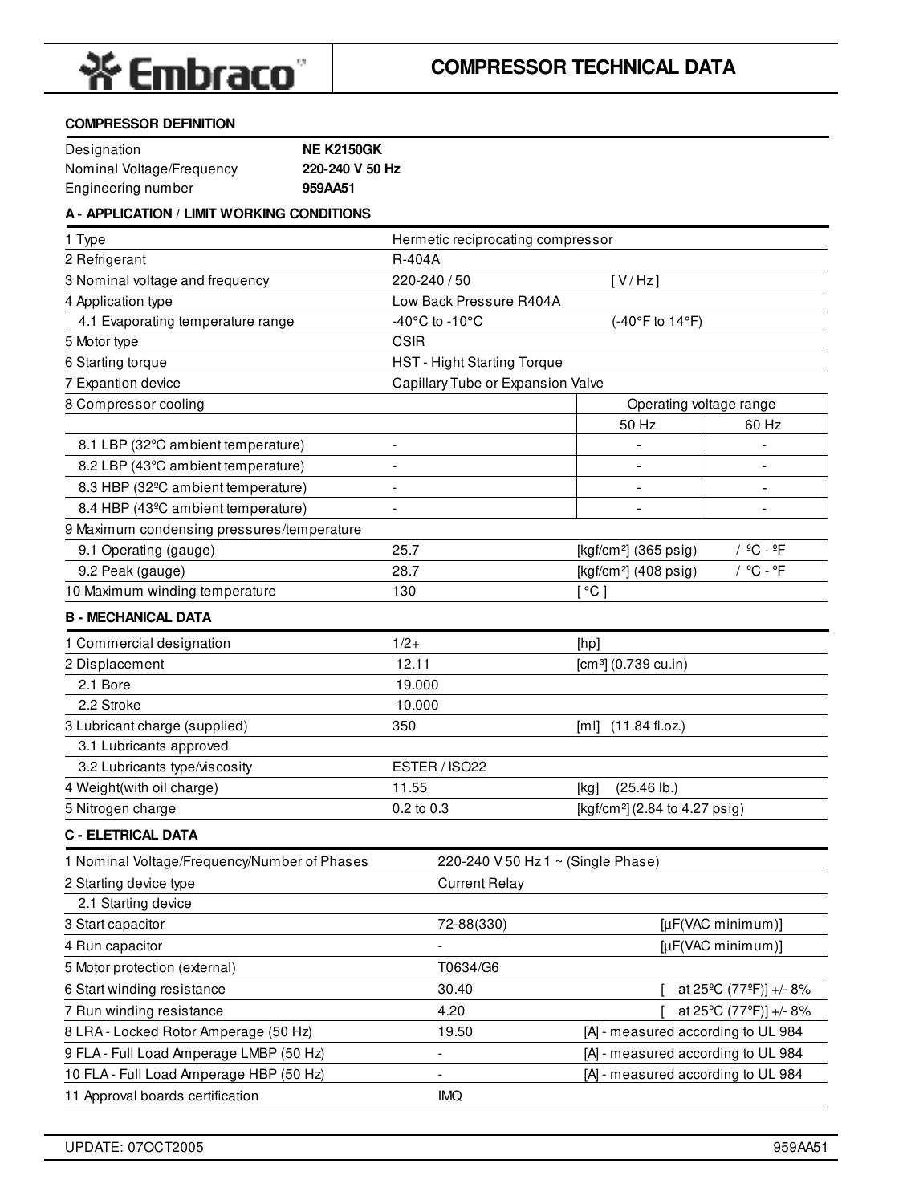# Embraco

## COMPRESSOR TECHNICAL DATA

**COMPRESSOR DEFINITION**

| | |
|---|---|
| Designation | **NE K2150GK** |
| Nominal Voltage/Frequency | **220-240 V 50 Hz** |
| Engineering number | **959AA51** |

**A - APPLICATION / LIMIT WORKING CONDITIONS**

| | | | |
|---|---|---|---|
| 1 Type | Hermetic reciprocating compressor | | |
| 2 Refrigerant | R-404A | | |
| 3 Nominal voltage and frequency | 220-240 / 50 | [ V / Hz ] | |
| 4 Application type | Low Back Pressure R404A | | |
| 4.1 Evaporating temperature range | -40°C to -10°C | (-40°F to 14°F) | |
| 5 Motor type | CSIR | | |
| 6 Starting torque | HST - Hight Starting Torque | | |
| 7 Expantion device | Capillary Tube or Expansion Valve | | |
| 8 Compressor cooling | | Operating voltage range | |
| | | 50 Hz | 60 Hz |
| 8.1 LBP (32ºC ambient temperature) | - | - | - |
| 8.2 LBP (43ºC ambient temperature) | - | - | - |
| 8.3 HBP (32ºC ambient temperature) | - | - | - |
| 8.4 HBP (43ºC ambient temperature) | - | - | - |
| 9 Maximum condensing pressures/temperature | | | |
| 9.1 Operating (gauge) | 25.7 | [kgf/cm²] (365 psig) | / ºC - ºF |
| 9.2 Peak (gauge) | 28.7 | [kgf/cm²] (408 psig) | / ºC - ºF |
| 10 Maximum winding temperature | 130 | [ °C ] | |

**B - MECHANICAL DATA**

| | | |
|---|---|---|
| 1 Commercial designation | 1/2+ | [hp] |
| 2 Displacement | 12.11 | [cm³] (0.739 cu.in) |
| 2.1 Bore | 19.000 | |
| 2.2 Stroke | 10.000 | |
| 3 Lubricant charge (supplied) | 350 | [ml] (11.84 fl.oz.) |
| 3.1 Lubricants approved | | |
| 3.2 Lubricants type/viscosity | ESTER / ISO22 | |
| 4 Weight(with oil charge) | 11.55 | [kg] (25.46 lb.) |
| 5 Nitrogen charge | 0.2 to 0.3 | [kgf/cm²] (2.84 to 4.27 psig) |

**C - ELETRICAL DATA**

| | | |
|---|---|---|
| 1 Nominal Voltage/Frequency/Number of Phases | 220-240 V 50 Hz 1 ~ (Single Phase) | |
| 2 Starting device type | Current Relay | |
| 2.1 Starting device | | |
| 3 Start capacitor | 72-88(330) | [µF(VAC minimum)] |
| 4 Run capacitor | - | [µF(VAC minimum)] |
| 5 Motor protection (external) | T0634/G6 | |
| 6 Start winding resistance | 30.40 | [ at 25ºC (77ºF)] +/- 8% |
| 7 Run winding resistance | 4.20 | [ at 25ºC (77ºF)] +/- 8% |
| 8 LRA - Locked Rotor Amperage (50 Hz) | 19.50 | [A] - measured according to UL 984 |
| 9 FLA - Full Load Amperage LMBP (50 Hz) | - | [A] - measured according to UL 984 |
| 10 FLA - Full Load Amperage HBP (50 Hz) | - | [A] - measured according to UL 984 |
| 11 Approval boards certification | IMQ | |

UPDATE: 07OCT2005 959AA51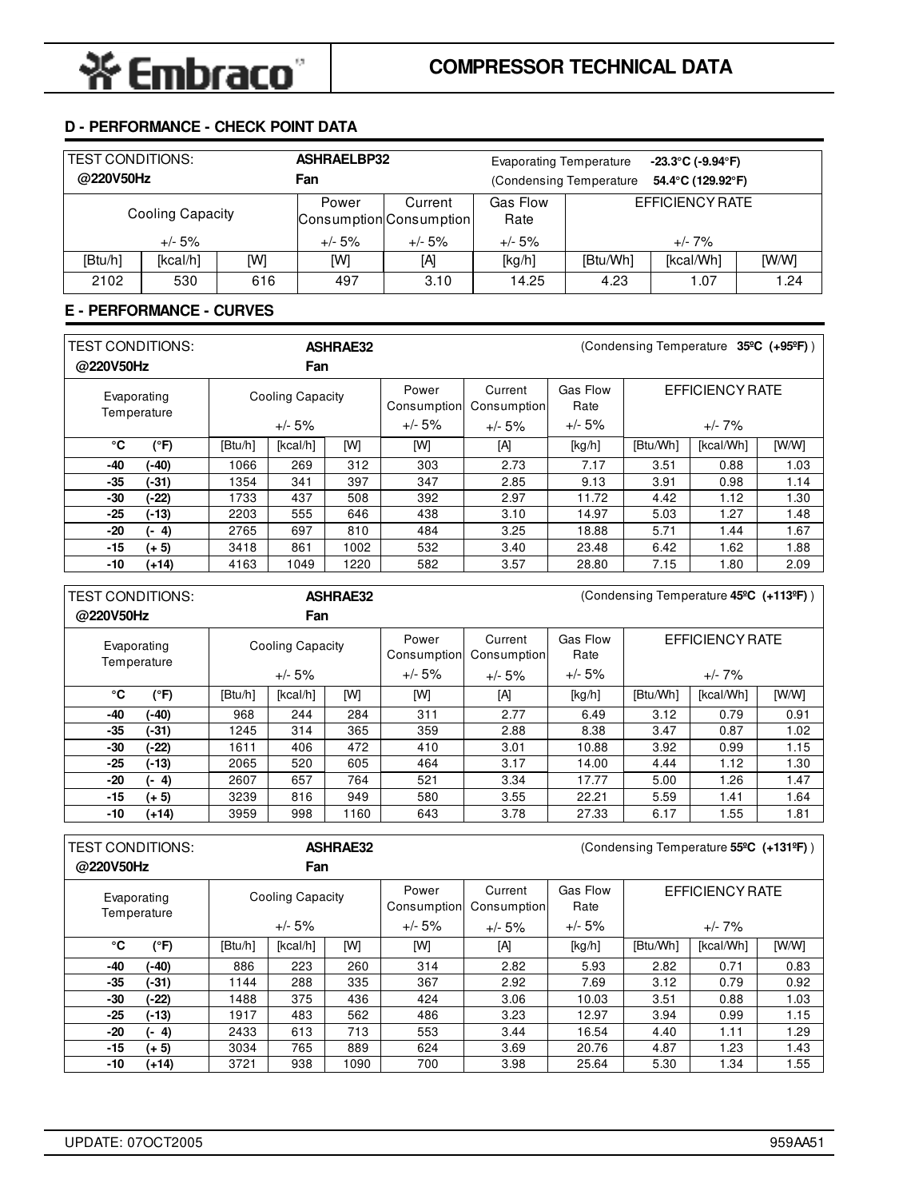## D - PERFORMANCE - CHECK POINT DATA

| TEST CONDITIONS: @220V50Hz | | | ASHRAELBP32 Fan | | Evaporating Temperature -23.3°C (-9.94°F) (Condensing Temperature 54.4°C (129.92°F) | | | |
|---|---|---|---|---|---|---|---|---|
| Cooling Capacity +/- 5% | | | Power Consumption +/- 5% | Current Consumption +/- 5% | Gas Flow Rate +/- 5% | EFFICIENCY RATE +/- 7% | | |
| [Btu/h] | [kcal/h] | [W] | [W] | [A] | [kg/h] | [Btu/Wh] | [kcal/Wh] | [W/W] |
| 2102 | 530 | 616 | 497 | 3.10 | 14.25 | 4.23 | 1.07 | 1.24 |

## E - PERFORMANCE - CURVES

TEST CONDITIONS: @220V50Hz — ASHRAE32 Fan — (Condensing Temperature **35ºC (+95ºF)**)

| Evaporating Temperature | | Cooling Capacity +/- 5% | | | Power Consumption +/- 5% | Current Consumption +/- 5% | Gas Flow Rate +/- 5% | EFFICIENCY RATE +/- 7% | | |
|---|---|---|---|---|---|---|---|---|---|---|
| °C | (°F) | [Btu/h] | [kcal/h] | [W] | [W] | [A] | [kg/h] | [Btu/Wh] | [kcal/Wh] | [W/W] |
| -40 | (-40) | 1066 | 269 | 312 | 303 | 2.73 | 7.17 | 3.51 | 0.88 | 1.03 |
| -35 | (-31) | 1354 | 341 | 397 | 347 | 2.85 | 9.13 | 3.91 | 0.98 | 1.14 |
| -30 | (-22) | 1733 | 437 | 508 | 392 | 2.97 | 11.72 | 4.42 | 1.12 | 1.30 |
| -25 | (-13) | 2203 | 555 | 646 | 438 | 3.10 | 14.97 | 5.03 | 1.27 | 1.48 |
| -20 | (- 4) | 2765 | 697 | 810 | 484 | 3.25 | 18.88 | 5.71 | 1.44 | 1.67 |
| -15 | (+ 5) | 3418 | 861 | 1002 | 532 | 3.40 | 23.48 | 6.42 | 1.62 | 1.88 |
| -10 | (+14) | 4163 | 1049 | 1220 | 582 | 3.57 | 28.80 | 7.15 | 1.80 | 2.09 |

TEST CONDITIONS: @220V50Hz — ASHRAE32 Fan — (Condensing Temperature **45ºC (+113ºF)**)

| Evaporating Temperature | | Cooling Capacity +/- 5% | | | Power Consumption +/- 5% | Current Consumption +/- 5% | Gas Flow Rate +/- 5% | EFFICIENCY RATE +/- 7% | | |
|---|---|---|---|---|---|---|---|---|---|---|
| °C | (°F) | [Btu/h] | [kcal/h] | [W] | [W] | [A] | [kg/h] | [Btu/Wh] | [kcal/Wh] | [W/W] |
| -40 | (-40) | 968 | 244 | 284 | 311 | 2.77 | 6.49 | 3.12 | 0.79 | 0.91 |
| -35 | (-31) | 1245 | 314 | 365 | 359 | 2.88 | 8.38 | 3.47 | 0.87 | 1.02 |
| -30 | (-22) | 1611 | 406 | 472 | 410 | 3.01 | 10.88 | 3.92 | 0.99 | 1.15 |
| -25 | (-13) | 2065 | 520 | 605 | 464 | 3.17 | 14.00 | 4.44 | 1.12 | 1.30 |
| -20 | (- 4) | 2607 | 657 | 764 | 521 | 3.34 | 17.77 | 5.00 | 1.26 | 1.47 |
| -15 | (+ 5) | 3239 | 816 | 949 | 580 | 3.55 | 22.21 | 5.59 | 1.41 | 1.64 |
| -10 | (+14) | 3959 | 998 | 1160 | 643 | 3.78 | 27.33 | 6.17 | 1.55 | 1.81 |

TEST CONDITIONS: @220V50Hz — ASHRAE32 Fan — (Condensing Temperature **55ºC (+131ºF)**)

| Evaporating Temperature | | Cooling Capacity +/- 5% | | | Power Consumption +/- 5% | Current Consumption +/- 5% | Gas Flow Rate +/- 5% | EFFICIENCY RATE +/- 7% | | |
|---|---|---|---|---|---|---|---|---|---|---|
| °C | (°F) | [Btu/h] | [kcal/h] | [W] | [W] | [A] | [kg/h] | [Btu/Wh] | [kcal/Wh] | [W/W] |
| -40 | (-40) | 886 | 223 | 260 | 314 | 2.82 | 5.93 | 2.82 | 0.71 | 0.83 |
| -35 | (-31) | 1144 | 288 | 335 | 367 | 2.92 | 7.69 | 3.12 | 0.79 | 0.92 |
| -30 | (-22) | 1488 | 375 | 436 | 424 | 3.06 | 10.03 | 3.51 | 0.88 | 1.03 |
| -25 | (-13) | 1917 | 483 | 562 | 486 | 3.23 | 12.97 | 3.94 | 0.99 | 1.15 |
| -20 | (- 4) | 2433 | 613 | 713 | 553 | 3.44 | 16.54 | 4.40 | 1.11 | 1.29 |
| -15 | (+ 5) | 3034 | 765 | 889 | 624 | 3.69 | 20.76 | 4.87 | 1.23 | 1.43 |
| -10 | (+14) | 3721 | 938 | 1090 | 700 | 3.98 | 25.64 | 5.30 | 1.34 | 1.55 |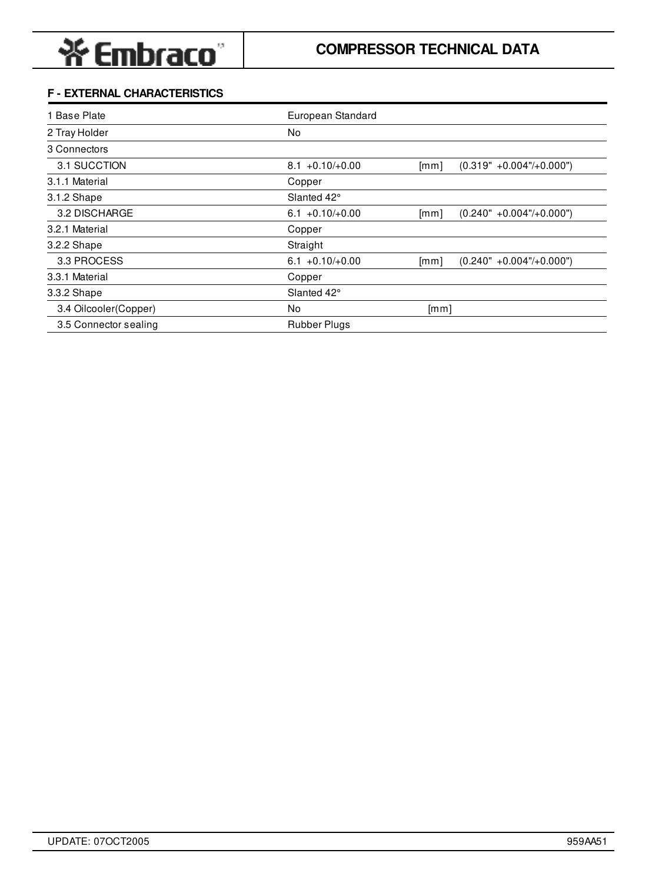## F - EXTERNAL CHARACTERISTICS

| | | | |
|---|---|---|---|
| 1 Base Plate | European Standard | | |
| 2 Tray Holder | No | | |
| 3 Connectors | | | |
| 3.1 SUCCTION | 8.1 +0.10/+0.00 | [mm] | (0.319" +0.004"/+0.000") |
| 3.1.1 Material | Copper | | |
| 3.1.2 Shape | Slanted 42° | | |
| 3.2 DISCHARGE | 6.1 +0.10/+0.00 | [mm] | (0.240" +0.004"/+0.000") |
| 3.2.1 Material | Copper | | |
| 3.2.2 Shape | Straight | | |
| 3.3 PROCESS | 6.1 +0.10/+0.00 | [mm] | (0.240" +0.004"/+0.000") |
| 3.3.1 Material | Copper | | |
| 3.3.2 Shape | Slanted 42° | | |
| 3.4 Oilcooler(Copper) | No | [mm] | |
| 3.5 Connector sealing | Rubber Plugs | | |

UPDATE: 07OCT2005 959AA51